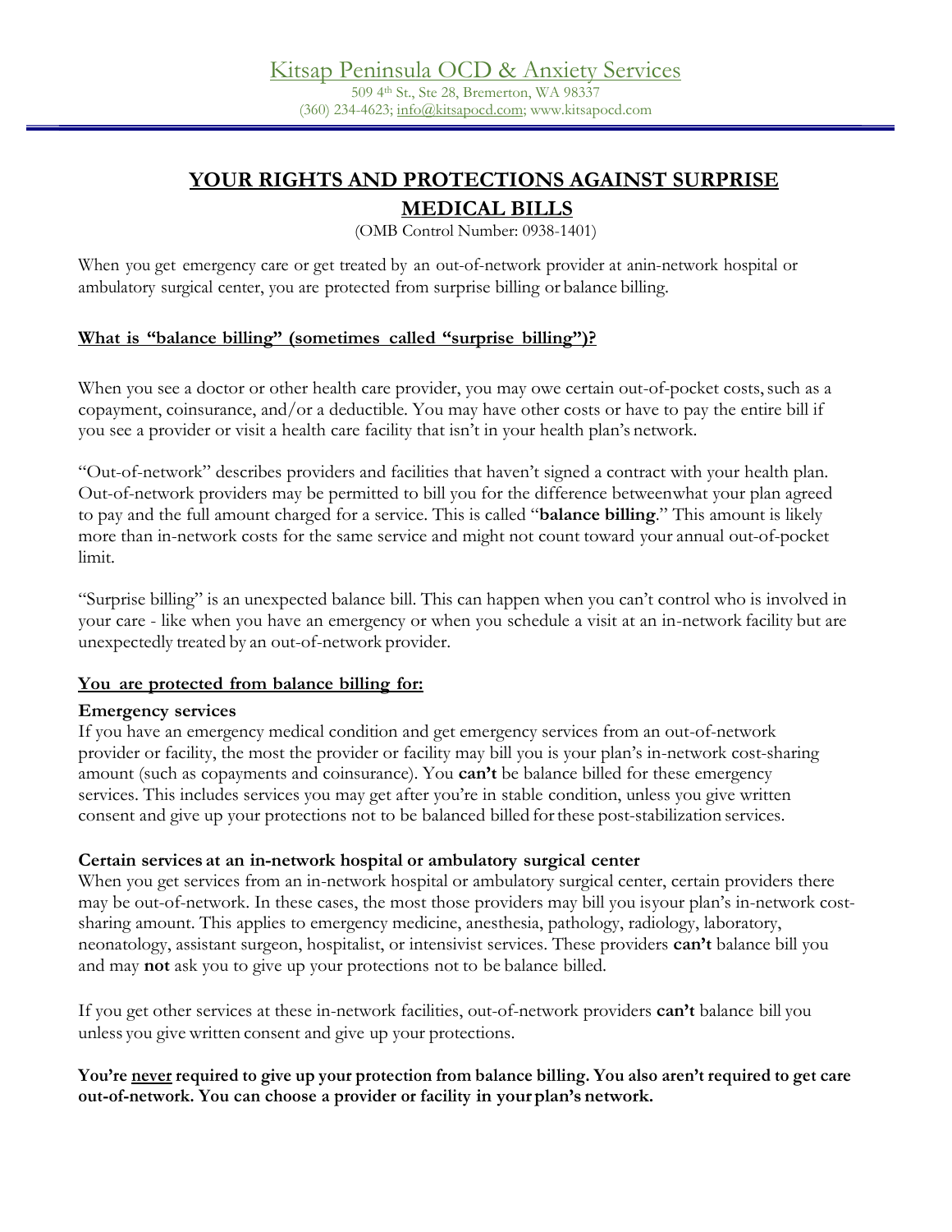Kitsap Peninsula OCD & Anxiety Services

509 4th St., Ste 28, Bremerton, WA 98337
(360) 234-4623; info@kitsapocd.com; www.kitsapocd.com

# YOUR RIGHTS AND PROTECTIONS AGAINST SURPRISE MEDICAL BILLS

(OMB Control Number: 0938-1401)

When you get emergency care or get treated by an out-of-network provider at anin-network hospital or ambulatory surgical center, you are protected from surprise billing or balance billing.

## What is "balance billing" (sometimes called "surprise billing")?

When you see a doctor or other health care provider, you may owe certain out-of-pocket costs, such as a copayment, coinsurance, and/or a deductible. You may have other costs or have to pay the entire bill if you see a provider or visit a health care facility that isn't in your health plan's network.

"Out-of-network" describes providers and facilities that haven't signed a contract with your health plan. Out-of-network providers may be permitted to bill you for the difference betweenwhat your plan agreed to pay and the full amount charged for a service. This is called "**balance billing**." This amount is likely more than in-network costs for the same service and might not count toward your annual out-of-pocket limit.

"Surprise billing" is an unexpected balance bill. This can happen when you can't control who is involved in your care - like when you have an emergency or when you schedule a visit at an in-network facility but are unexpectedly treated by an out-of-network provider.

## You are protected from balance billing for:

### Emergency services

If you have an emergency medical condition and get emergency services from an out-of-network provider or facility, the most the provider or facility may bill you is your plan's in-network cost-sharing amount (such as copayments and coinsurance). You **can't** be balance billed for these emergency services. This includes services you may get after you're in stable condition, unless you give written consent and give up your protections not to be balanced billed for these post-stabilization services.

### Certain services at an in-network hospital or ambulatory surgical center

When you get services from an in-network hospital or ambulatory surgical center, certain providers there may be out-of-network. In these cases, the most those providers may bill you isyour plan's in-network cost-sharing amount. This applies to emergency medicine, anesthesia, pathology, radiology, laboratory, neonatology, assistant surgeon, hospitalist, or intensivist services. These providers **can't** balance bill you and may **not** ask you to give up your protections not to be balance billed.

If you get other services at these in-network facilities, out-of-network providers **can't** balance bill you unless you give written consent and give up your protections.

**You're <u>never</u> required to give up your protection from balance billing. You also aren't required to get care out-of-network. You can choose a provider or facility in your plan's network.**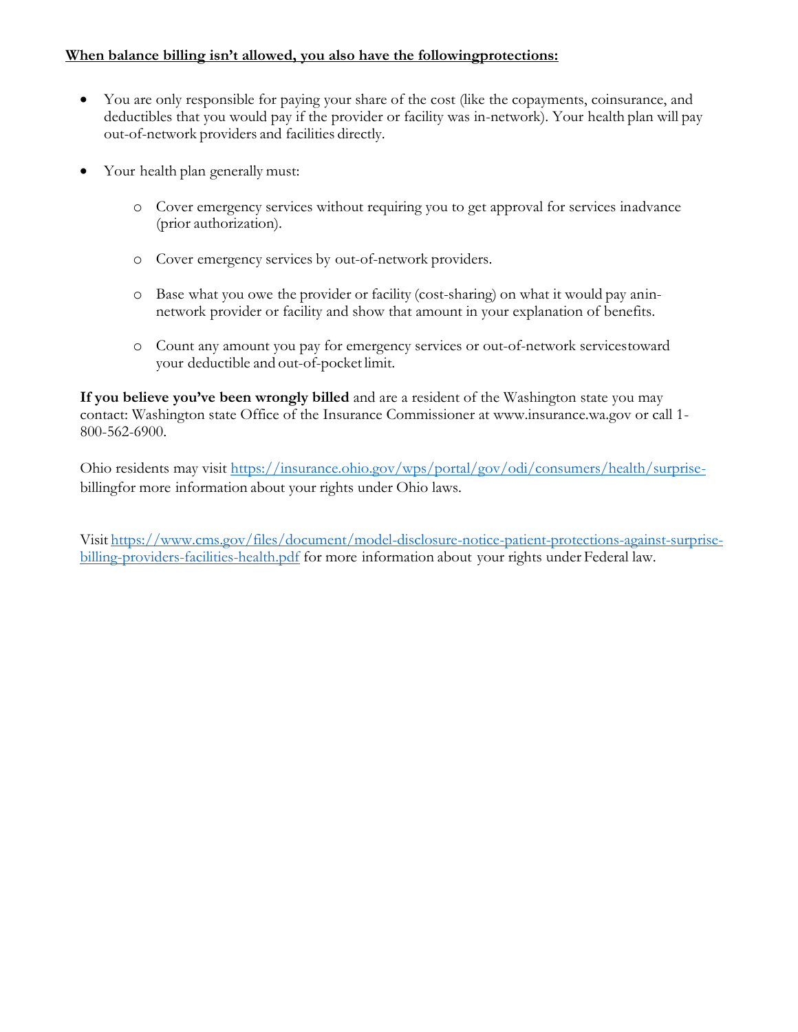**<u>When balance billing isn't allowed, you also have the followingprotections:</u>**

- You are only responsible for paying your share of the cost (like the copayments, coinsurance, and deductibles that you would pay if the provider or facility was in-network). Your health plan will pay out-of-network providers and facilities directly.

- Your health plan generally must:

    - Cover emergency services without requiring you to get approval for services inadvance (prior authorization).

    - Cover emergency services by out-of-network providers.

    - Base what you owe the provider or facility (cost-sharing) on what it would pay anin-network provider or facility and show that amount in your explanation of benefits.

    - Count any amount you pay for emergency services or out-of-network servicestoward your deductible and out-of-pocket limit.

**If you believe you've been wrongly billed** and are a resident of the Washington state you may contact: Washington state Office of the Insurance Commissioner at www.insurance.wa.gov or call 1-800-562-6900.

Ohio residents may visit https://insurance.ohio.gov/wps/portal/gov/odi/consumers/health/surprise-billingfor more information about your rights under Ohio laws.

Visit https://www.cms.gov/files/document/model-disclosure-notice-patient-protections-against-surprise-billing-providers-facilities-health.pdf for more information about your rights under Federal law.